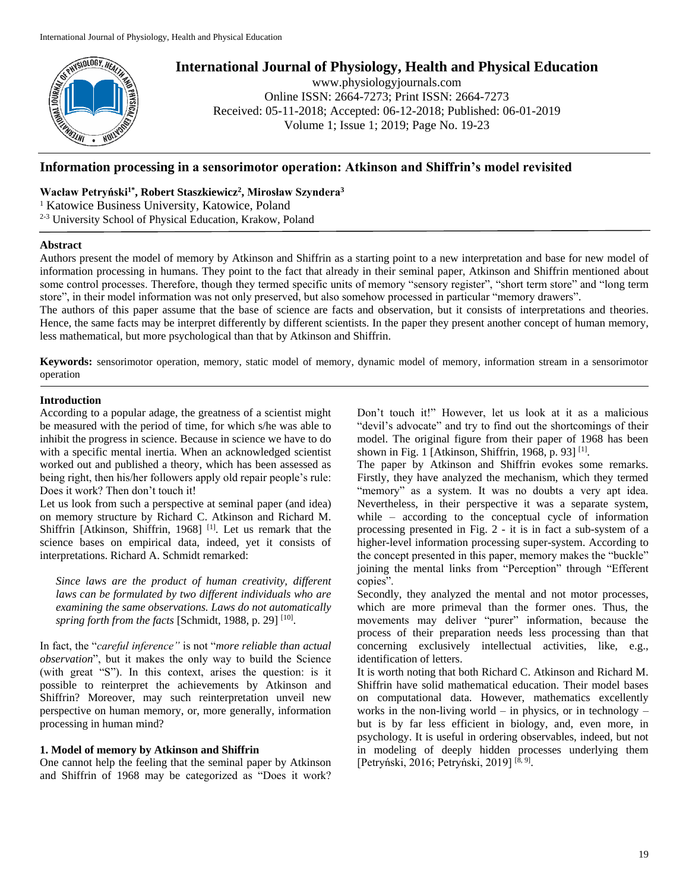# Information processing in a sensorimotor operation: Atkinson and Shiffrin's model revisited

**Wacław Petryński[1*], Robert Staszkiewicz[2], Mirosław Szyndera[3]**

[1] Katowice Business University, Katowice, Poland

[2-3] University School of Physical Education, Krakow, Poland

## Abstract

Authors present the model of memory by Atkinson and Shiffrin as a starting point to a new interpretation and base for new model of information processing in humans. They point to the fact that already in their seminal paper, Atkinson and Shiffrin mentioned about some control processes. Therefore, though they termed specific units of memory "sensory register", "short term store" and "long term store", in their model information was not only preserved, but also somehow processed in particular "memory drawers".

The authors of this paper assume that the base of science are facts and observation, but it consists of interpretations and theories. Hence, the same facts may be interpret differently by different scientists. In the paper they present another concept of human memory, less mathematical, but more psychological than that by Atkinson and Shiffrin.

**Keywords:** sensorimotor operation, memory, static model of memory, dynamic model of memory, information stream in a sensorimotor operation

## Introduction

According to a popular adage, the greatness of a scientist might be measured with the period of time, for which s/he was able to inhibit the progress in science. Because in science we have to do with a specific mental inertia. When an acknowledged scientist worked out and published a theory, which has been assessed as being right, then his/her followers apply old repair people's rule: Does it work? Then don't touch it!

Let us look from such a perspective at seminal paper (and idea) on memory structure by Richard C. Atkinson and Richard M. Shiffrin [Atkinson, Shiffrin, 1968] [1]. Let us remark that the science bases on empirical data, indeed, yet it consists of interpretations. Richard A. Schmidt remarked:

> *Since laws are the product of human creativity, different laws can be formulated by two different individuals who are examining the same observations. Laws do not automatically spring forth from the facts* [Schmidt, 1988, p. 29] [10].

In fact, the "*careful inference"* is not "*more reliable than actual observation*", but it makes the only way to build the Science (with great "S"). In this context, arises the question: is it possible to reinterpret the achievements by Atkinson and Shiffrin? Moreover, may such reinterpretation unveil new perspective on human memory, or, more generally, information processing in human mind?

## 1. Model of memory by Atkinson and Shiffrin

One cannot help the feeling that the seminal paper by Atkinson and Shiffrin of 1968 may be categorized as "Does it work? Don't touch it!" However, let us look at it as a malicious "devil's advocate" and try to find out the shortcomings of their model. The original figure from their paper of 1968 has been shown in Fig. 1 [Atkinson, Shiffrin, 1968, p. 93] [1].

The paper by Atkinson and Shiffrin evokes some remarks. Firstly, they have analyzed the mechanism, which they termed "memory" as a system. It was no doubts a very apt idea. Nevertheless, in their perspective it was a separate system, while – according to the conceptual cycle of information processing presented in Fig. 2 - it is in fact a sub-system of a higher-level information processing super-system. According to the concept presented in this paper, memory makes the "buckle" joining the mental links from "Perception" through "Efferent copies".

Secondly, they analyzed the mental and not motor processes, which are more primeval than the former ones. Thus, the movements may deliver "purer" information, because the process of their preparation needs less processing than that concerning exclusively intellectual activities, like, e.g., identification of letters.

It is worth noting that both Richard C. Atkinson and Richard M. Shiffrin have solid mathematical education. Their model bases on computational data. However, mathematics excellently works in the non-living world – in physics, or in technology – but is by far less efficient in biology, and, even more, in psychology. It is useful in ordering observables, indeed, but not in modeling of deeply hidden processes underlying them [Petryński, 2016; Petryński, 2019] [8, 9].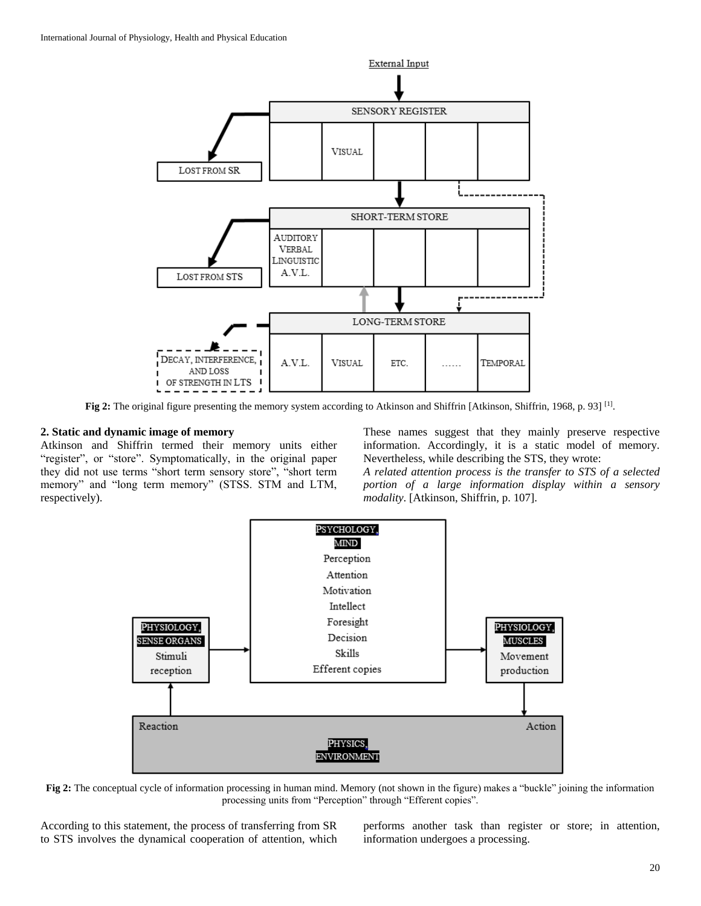Fig 2: The original figure presenting the memory system according to Atkinson and Shiffrin [Atkinson, Shiffrin, 1968, p. 93] [1].

## 2. Static and dynamic image of memory

Atkinson and Shiffrin termed their memory units either "register", or "store". Symptomatically, in the original paper they did not use terms "short term sensory store", "short term memory" and "long term memory" (STSS. STM and LTM, respectively).

These names suggest that they mainly preserve respective information. Accordingly, it is a static model of memory. Nevertheless, while describing the STS, they wrote:

*A related attention process is the transfer to STS of a selected portion of a large information display within a sensory modality*. [Atkinson, Shiffrin, p. 107].

**Fig 2:** The conceptual cycle of information processing in human mind. Memory (not shown in the figure) makes a "buckle" joining the information processing units from "Perception" through "Efferent copies".

According to this statement, the process of transferring from SR to STS involves the dynamical cooperation of attention, which performs another task than register or store; in attention, information undergoes a processing.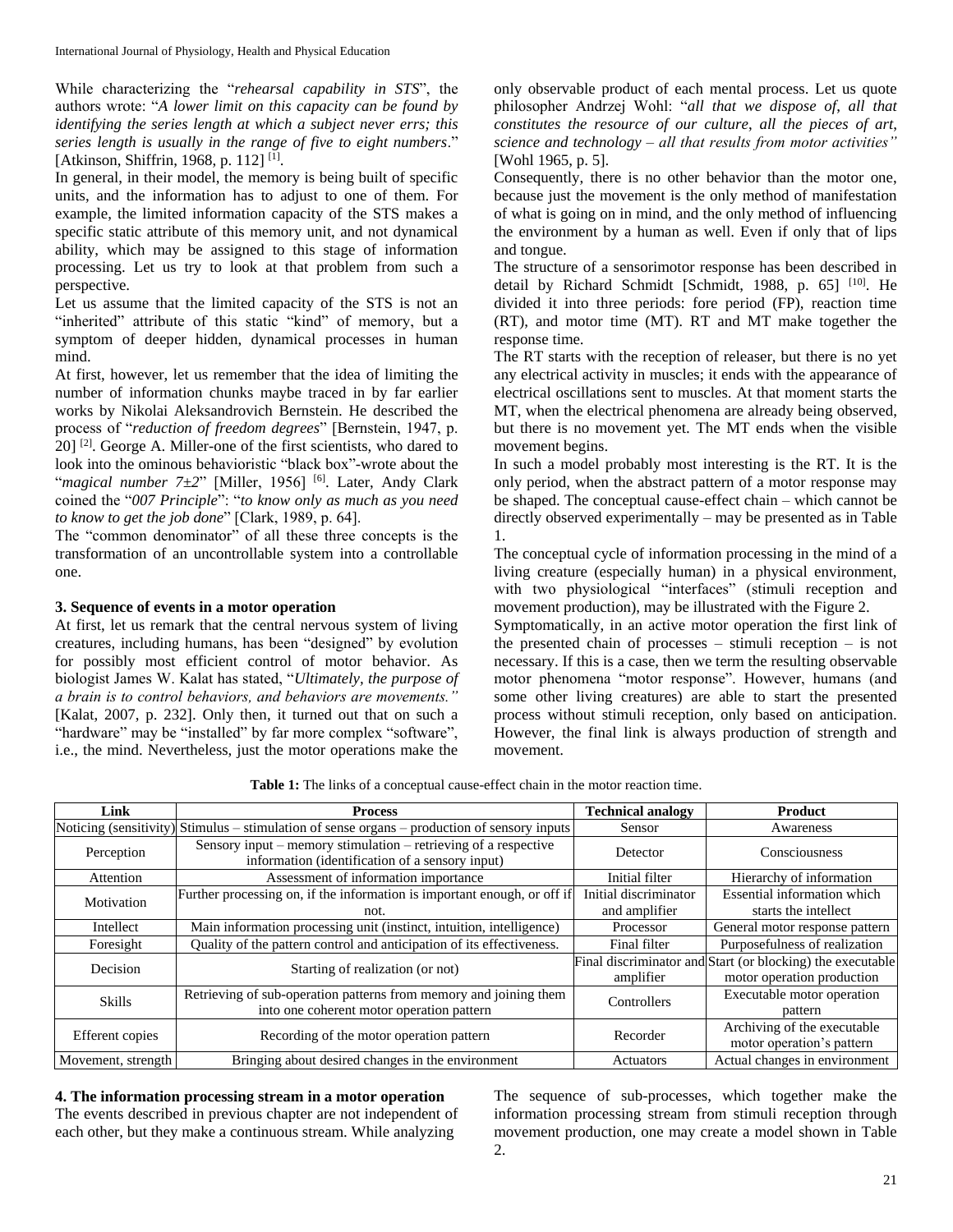While characterizing the "*rehearsal capability in STS*", the authors wrote: "*A lower limit on this capacity can be found by identifying the series length at which a subject never errs; this series length is usually in the range of five to eight numbers*." [Atkinson, Shiffrin, 1968, p. 112] [1].

In general, in their model, the memory is being built of specific units, and the information has to adjust to one of them. For example, the limited information capacity of the STS makes a specific static attribute of this memory unit, and not dynamical ability, which may be assigned to this stage of information processing. Let us try to look at that problem from such a perspective.

Let us assume that the limited capacity of the STS is not an "inherited" attribute of this static "kind" of memory, but a symptom of deeper hidden, dynamical processes in human mind.

At first, however, let us remember that the idea of limiting the number of information chunks maybe traced in by far earlier works by Nikolai Aleksandrovich Bernstein. He described the process of "*reduction of freedom degrees*" [Bernstein, 1947, p. 20] [2]. George A. Miller-one of the first scientists, who dared to look into the ominous behavioristic "black box"-wrote about the "*magical number 7±2*" [Miller, 1956] [6]. Later, Andy Clark coined the "*007 Principle*": "*to know only as much as you need to know to get the job done*" [Clark, 1989, p. 64].

The "common denominator" of all these three concepts is the transformation of an uncontrollable system into a controllable one.

### 3. Sequence of events in a motor operation

At first, let us remark that the central nervous system of living creatures, including humans, has been "designed" by evolution for possibly most efficient control of motor behavior. As biologist James W. Kalat has stated, "*Ultimately, the purpose of a brain is to control behaviors, and behaviors are movements."* [Kalat, 2007, p. 232]. Only then, it turned out that on such a "hardware" may be "installed" by far more complex "software", i.e., the mind. Nevertheless, just the motor operations make the only observable product of each mental process. Let us quote philosopher Andrzej Wohl: "*all that we dispose of, all that constitutes the resource of our culture, all the pieces of art, science and technology – all that results from motor activities"* [Wohl 1965, p. 5].

Consequently, there is no other behavior than the motor one, because just the movement is the only method of manifestation of what is going on in mind, and the only method of influencing the environment by a human as well. Even if only that of lips and tongue.

The structure of a sensorimotor response has been described in detail by Richard Schmidt [Schmidt, 1988, p. 65] [10]. He divided it into three periods: fore period (FP), reaction time (RT), and motor time (MT). RT and MT make together the response time.

The RT starts with the reception of releaser, but there is no yet any electrical activity in muscles; it ends with the appearance of electrical oscillations sent to muscles. At that moment starts the MT, when the electrical phenomena are already being observed, but there is no movement yet. The MT ends when the visible movement begins.

In such a model probably most interesting is the RT. It is the only period, when the abstract pattern of a motor response may be shaped. The conceptual cause-effect chain – which cannot be directly observed experimentally – may be presented as in Table 1.

The conceptual cycle of information processing in the mind of a living creature (especially human) in a physical environment, with two physiological "interfaces" (stimuli reception and movement production), may be illustrated with the Figure 2.

Symptomatically, in an active motor operation the first link of the presented chain of processes – stimuli reception – is not necessary. If this is a case, then we term the resulting observable motor phenomena "motor response". However, humans (and some other living creatures) are able to start the presented process without stimuli reception, only based on anticipation. However, the final link is always production of strength and movement.

**Table 1:** The links of a conceptual cause-effect chain in the motor reaction time.

| Link | Process | Technical analogy | Product |
|---|---|---|---|
| Noticing (sensitivity) | Stimulus – stimulation of sense organs – production of sensory inputs | Sensor | Awareness |
| Perception | Sensory input – memory stimulation – retrieving of a respective information (identification of a sensory input) | Detector | Consciousness |
| Attention | Assessment of information importance | Initial filter | Hierarchy of information |
| Motivation | Further processing on, if the information is important enough, or off if not. | Initial discriminator and amplifier | Essential information which starts the intellect |
| Intellect | Main information processing unit (instinct, intuition, intelligence) | Processor | General motor response pattern |
| Foresight | Quality of the pattern control and anticipation of its effectiveness. | Final filter | Purposefulness of realization |
| Decision | Starting of realization (or not) | Final discriminator and amplifier | Start (or blocking) the executable motor operation production |
| Skills | Retrieving of sub-operation patterns from memory and joining them into one coherent motor operation pattern | Controllers | Executable motor operation pattern |
| Efferent copies | Recording of the motor operation pattern | Recorder | Archiving of the executable motor operation's pattern |
| Movement, strength | Bringing about desired changes in the environment | Actuators | Actual changes in environment |

### 4. The information processing stream in a motor operation

The events described in previous chapter are not independent of each other, but they make a continuous stream. While analyzing the sequence of sub-processes, which together make the information processing stream from stimuli reception through movement production, one may create a model shown in Table 2.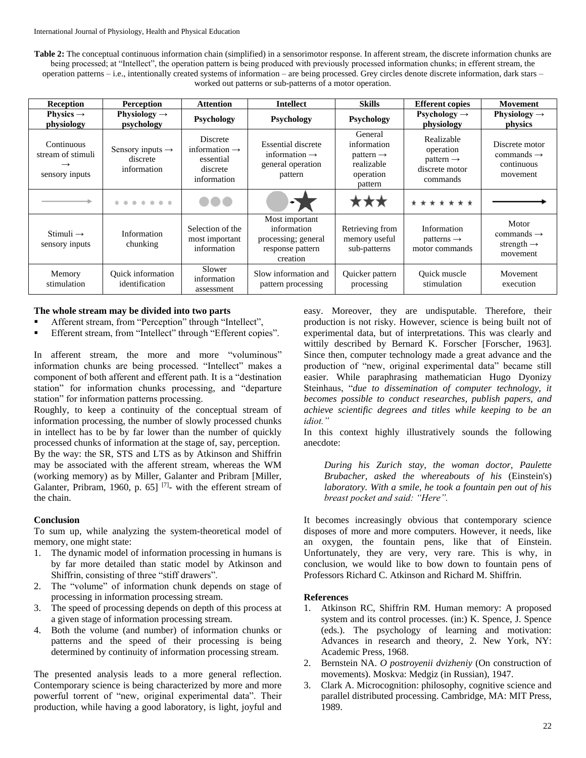**Table 2:** The conceptual continuous information chain (simplified) in a sensorimotor response. In afferent stream, the discrete information chunks are being processed; at "Intellect", the operation pattern is being produced with previously processed information chunks; in efferent stream, the operation patterns – i.e., intentionally created systems of information – are being processed. Grey circles denote discrete information, dark stars – worked out patterns or sub-patterns of a motor operation.

| Reception | Perception | Attention | Intellect | Skills | Efferent copies | Movement |
|---|---|---|---|---|---|---|
| **Physics → physiology** | **Physiology → psychology** | **Psychology** | **Psychology** | **Psychology** | **Psychology → physiology** | **Physiology → physics** |
| Continuous stream of stimuli → sensory inputs | Sensory inputs → discrete information | Discrete information → essential discrete information | Essential discrete information → general operation pattern | General information pattern → realizable operation pattern | Realizable operation pattern → discrete motor commands | Discrete motor commands → continuous movement |
| → | ● ● ● ● ● ● ● | ●●● | ●→★ | ★★★ | ★ ★ ★ ★ ★ ★ ★ | → |
| Stimuli → sensory inputs | Information chunking | Selection of the most important information | Most important information processing; general response pattern creation | Retrieving from memory useful sub-patterns | Information patterns → motor commands | Motor commands → strength → movement |
| Memory stimulation | Quick information identification | Slower information assessment | Slow information and pattern processing | Quicker pattern processing | Quick muscle stimulation | Movement execution |

**The whole stream may be divided into two parts**

- Afferent stream, from "Perception" through "Intellect",
- Efferent stream, from "Intellect" through "Efferent copies".

In afferent stream, the more and more "voluminous" information chunks are being processed. "Intellect" makes a component of both afferent and efferent path. It is a "destination station" for information chunks processing, and "departure station" for information patterns processing.

Roughly, to keep a continuity of the conceptual stream of information processing, the number of slowly processed chunks in intellect has to be by far lower than the number of quickly processed chunks of information at the stage of, say, perception.

By the way: the SR, STS and LTS as by Atkinson and Shiffrin may be associated with the afferent stream, whereas the WM (working memory) as by Miller, Galanter and Pribram [Miller, Galanter, Pribram, 1960, p. 65] [7]- with the efferent stream of the chain.

## Conclusion

To sum up, while analyzing the system-theoretical model of memory, one might state:

1. The dynamic model of information processing in humans is by far more detailed than static model by Atkinson and Shiffrin, consisting of three "stiff drawers".
2. The "volume" of information chunk depends on stage of processing in information processing stream.
3. The speed of processing depends on depth of this process at a given stage of information processing stream.
4. Both the volume (and number) of information chunks or patterns and the speed of their processing is being determined by continuity of information processing stream.

The presented analysis leads to a more general reflection. Contemporary science is being characterized by more and more powerful torrent of "new, original experimental data". Their production, while having a good laboratory, is light, joyful and easy. Moreover, they are undisputable. Therefore, their production is not risky. However, science is being built not of experimental data, but of interpretations. This was clearly and wittily described by Bernard K. Forscher [Forscher, 1963]. Since then, computer technology made a great advance and the production of "new, original experimental data" became still easier. While paraphrasing mathematician Hugo Dyonizy Steinhaus, "*due to dissemination of computer technology, it becomes possible to conduct researches, publish papers, and achieve scientific degrees and titles while keeping to be an idiot."*

In this context highly illustratively sounds the following anecdote:

> *During his Zurich stay, the woman doctor, Paulette Brubacher, asked the whereabouts of his* (Einstein's) *laboratory. With a smile, he took a fountain pen out of his breast pocket and said: "Here".*

It becomes increasingly obvious that contemporary science disposes of more and more computers. However, it needs, like an oxygen, the fountain pens, like that of Einstein. Unfortunately, they are very, very rare. This is why, in conclusion, we would like to bow down to fountain pens of Professors Richard C. Atkinson and Richard M. Shiffrin.

## References

1. Atkinson RC, Shiffrin RM. Human memory: A proposed system and its control processes. (in:) K. Spence, J. Spence (eds.). The psychology of learning and motivation: Advances in research and theory, 2. New York, NY: Academic Press, 1968.
2. Bernstein NA. *O postroyenii dvizheniy* (On construction of movements). Moskva: Medgiz (in Russian), 1947.
3. Clark A. Microcognition: philosophy, cognitive science and parallel distributed processing. Cambridge, MA: MIT Press, 1989.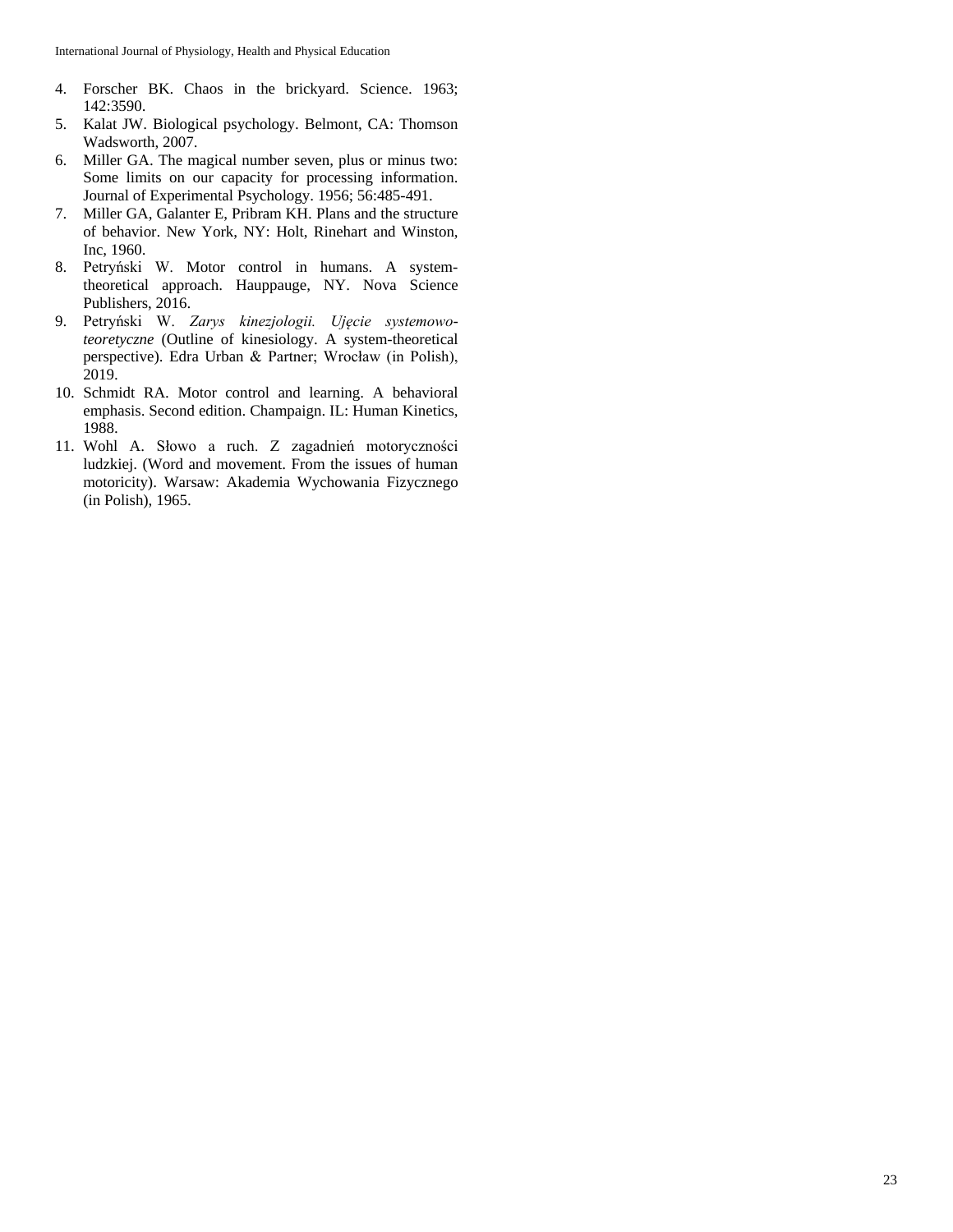4. Forscher BK. Chaos in the brickyard. Science. 1963; 142:3590.
5. Kalat JW. Biological psychology. Belmont, CA: Thomson Wadsworth, 2007.
6. Miller GA. The magical number seven, plus or minus two: Some limits on our capacity for processing information. Journal of Experimental Psychology. 1956; 56:485-491.
7. Miller GA, Galanter E, Pribram KH. Plans and the structure of behavior. New York, NY: Holt, Rinehart and Winston, Inc, 1960.
8. Petryński W. Motor control in humans. A system-theoretical approach. Hauppauge, NY. Nova Science Publishers, 2016.
9. Petryński W. *Zarys kinezjologii. Ujęcie systemowo-teoretyczne* (Outline of kinesiology. A system-theoretical perspective). Edra Urban & Partner; Wrocław (in Polish), 2019.
10. Schmidt RA. Motor control and learning. A behavioral emphasis. Second edition. Champaign. IL: Human Kinetics, 1988.
11. Wohl A. Słowo a ruch. Z zagadnień motoryczności ludzkiej. (Word and movement. From the issues of human motoricity). Warsaw: Akademia Wychowania Fizycznego (in Polish), 1965.